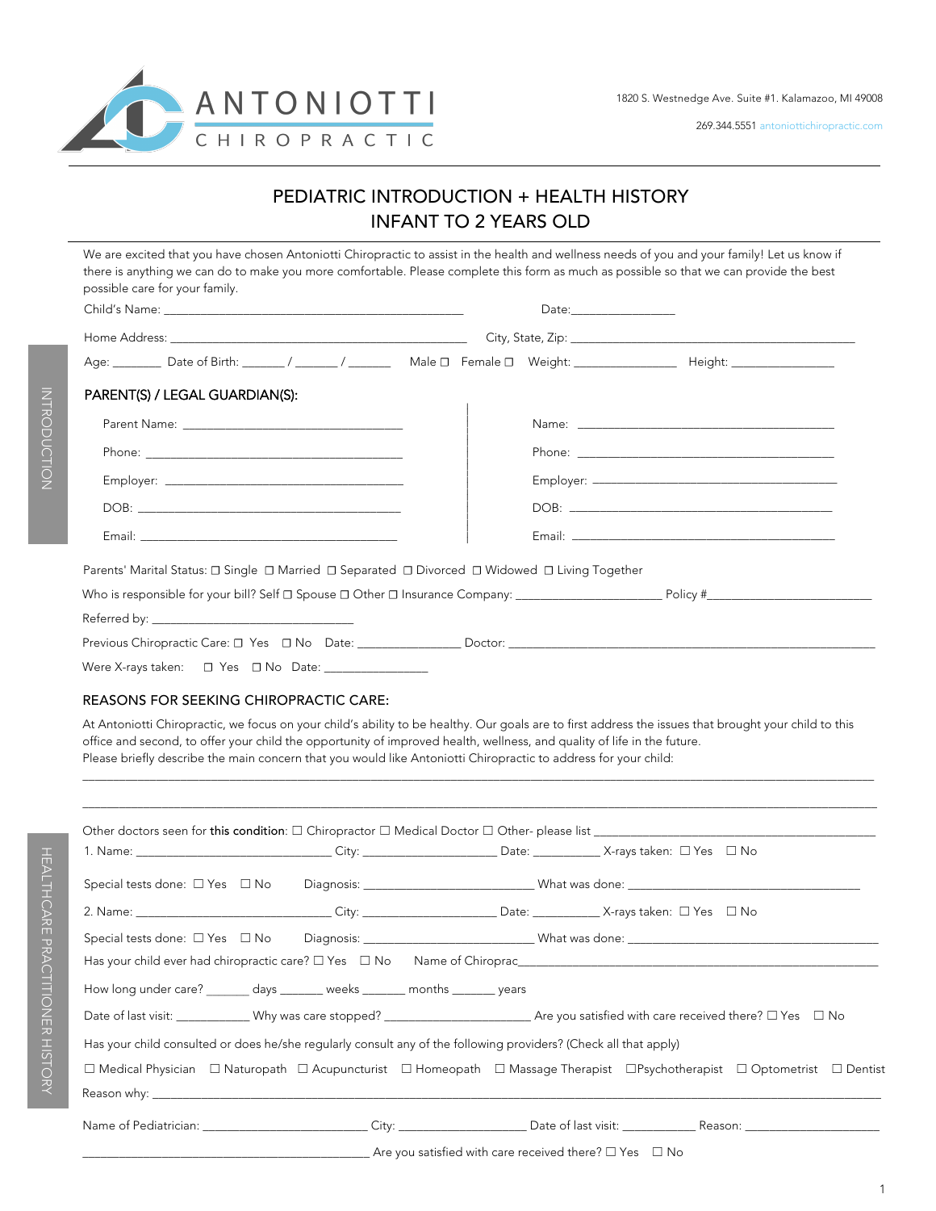ANTONIOTTI CHIROPRACTIC

1820 S. Westnedge Ave. Suite #1. Kalamazoo, MI 49008

269.344.5551 antoniottichiropractic.com

# PEDIATRIC INTRODUCTION + HEALTH HISTORY
# INFANT TO 2 YEARS OLD

INTRODUCTION

We are excited that you have chosen Antoniotti Chiropractic to assist in the health and wellness needs of you and your family! Let us know if there is anything we can do to make you more comfortable. Please complete this form as much as possible so that we can provide the best possible care for your family.

Child's Name: _______________________________________________ Date:________________

Home Address: _______________________________________________ City, State, Zip: _____________________________________________

Age: _______ Date of Birth: ______ / ______ / ______ Male ☐ Female ☐ Weight: _______________ Height: _______________

## PARENT(S) / LEGAL GUARDIAN(S):

Parent Name: ___________________________________

Phone: ________________________________________

Employer: _____________________________________

DOB: _________________________________________

Email: ________________________________________

Name: _________________________________________

Phone: ________________________________________

Employer: ______________________________________

DOB: __________________________________________

Email: _________________________________________

Parents' Marital Status: ☐ Single ☐ Married ☐ Separated ☐ Divorced ☐ Widowed ☐ Living Together

Who is responsible for your bill? Self ☐ Spouse ☐ Other ☐ Insurance Company: _______________________ Policy #__________________________

Referred by: ________________________________

Previous Chiropractic Care: ☐ Yes ☐ No Date: _______________ Doctor: ___________________________________________________________

Were X-rays taken: ☐ Yes ☐ No Date: _______________

## REASONS FOR SEEKING CHIROPRACTIC CARE:

At Antoniotti Chiropractic, we focus on your child's ability to be healthy. Our goals are to first address the issues that brought your child to this office and second, to offer your child the opportunity of improved health, wellness, and quality of life in the future.
Please briefly describe the main concern that you would like Antoniotti Chiropractic to address for your child:

_____________________________________________________________________________________________________________

_____________________________________________________________________________________________________________

HEALTHCARE PRACTITIONER HISTORY

Other doctors seen for **this condition**: ☐ Chiropractor ☐ Medical Doctor ☐ Other- please list _____________________________________________

1. Name: ______________________________ City: ____________________ Date: __________ X-rays taken: ☐ Yes ☐ No

Special tests done: ☐ Yes ☐ No Diagnosis: __________________________ What was done: ______________________________________

2. Name: ______________________________ City: ____________________ Date: __________ X-rays taken: ☐ Yes ☐ No

Special tests done: ☐ Yes ☐ No Diagnosis: __________________________ What was done: ________________________________________

Has your child ever had chiropractic care? ☐ Yes ☐ No Name of Chiroprac_____________________________________________________________

How long under care? ______ days ______ weeks ______ months ______ years

Date of last visit: ___________ Why was care stopped? ______________________ Are you satisfied with care received there? ☐ Yes ☐ No

Has your child consulted or does he/she regularly consult any of the following providers? (Check all that apply)

☐ Medical Physician ☐ Naturopath ☐ Acupuncturist ☐ Homeopath ☐ Massage Therapist ☐Psychotherapist ☐ Optometrist ☐ Dentist

Reason why: ___________________________________________________________________________________________________________

Name of Pediatrician: _________________________ City: ___________________ Date of last visit: ___________ Reason: _____________________

____________________________________________ Are you satisfied with care received there? ☐ Yes ☐ No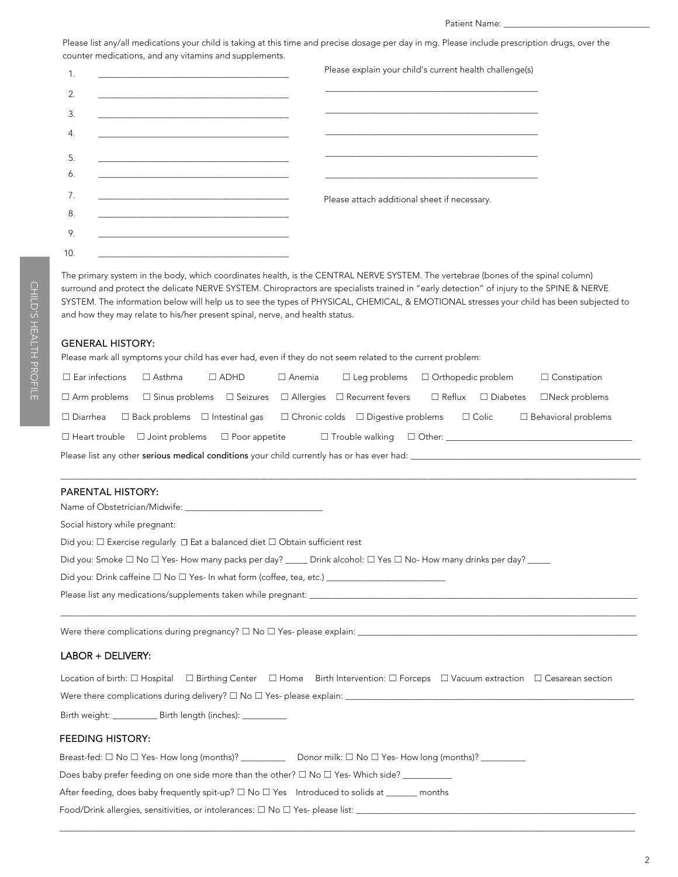Patient Name: ________________________________

Please list any/all medications your child is taking at this time and precise dosage per day in mg. Please include prescription drugs, over the counter medications, and any vitamins and supplements.

1. ________________________________________
2. ________________________________________
3. ________________________________________
4. ________________________________________
5. ________________________________________
6. ________________________________________
7. ________________________________________
8. ________________________________________
9. ________________________________________
10. ________________________________________

Please explain your child's current health challenge(s)

______________________________________________

______________________________________________

______________________________________________

______________________________________________

______________________________________________

Please attach additional sheet if necessary.

CHILD'S HEALTH PROFILE

The primary system in the body, which coordinates health, is the CENTRAL NERVE SYSTEM. The vertebrae (bones of the spinal column) surround and protect the delicate NERVE SYSTEM. Chiropractors are specialists trained in "early detection" of injury to the SPINE & NERVE SYSTEM. The information below will help us to see the types of PHYSICAL, CHEMICAL, & EMOTIONAL stresses your child has been subjected to and how they may relate to his/her present spinal, nerve, and health status.

## GENERAL HISTORY:

Please mark all symptoms your child has ever had, even if they do not seem related to the current problem:

☐ Ear infections ☐ Asthma ☐ ADHD ☐ Anemia ☐ Leg problems ☐ Orthopedic problem ☐ Constipation

☐ Arm problems ☐ Sinus problems ☐ Seizures ☐ Allergies ☐ Recurrent fevers ☐ Reflux ☐ Diabetes ☐Neck problems

☐ Diarrhea ☐ Back problems ☐ Intestinal gas ☐ Chronic colds ☐ Digestive problems ☐ Colic ☐ Behavioral problems

☐ Heart trouble ☐ Joint problems ☐ Poor appetite ☐ Trouble walking ☐ Other: ________________________________________

Please list any other **serious medical conditions** your child currently has or has ever had: ____________________________________________________

______________________________________________________________________________________________________________

## PARENTAL HISTORY:

Name of Obstetrician/Midwife: ______________________________

Social history while pregnant:

Did you: ☐ Exercise regularly ☐ Eat a balanced diet ☐ Obtain sufficient rest

Did you: Smoke ☐ No ☐ Yes- How many packs per day? _____ Drink alcohol: ☐ Yes ☐ No- How many drinks per day? _____

Did you: Drink caffeine ☐ No ☐ Yes- In what form (coffee, tea, etc.) __________________________

Please list any medications/supplements taken while pregnant: ____________________________________________________________________________

______________________________________________________________________________________________________________

Were there complications during pregnancy? ☐ No ☐ Yes- please explain: ________________________________________________________________

## LABOR + DELIVERY:

Location of birth: ☐ Hospital ☐ Birthing Center ☐ Home Birth Intervention: ☐ Forceps ☐ Vacuum extraction ☐ Cesarean section

Were there complications during delivery? ☐ No ☐ Yes- please explain: _________________________________________________________________

Birth weight: __________ Birth length (inches): __________

## FEEDING HISTORY:

Breast-fed: ☐ No ☐ Yes- How long (months)? __________ Donor milk: ☐ No ☐ Yes- How long (months)? __________

Does baby prefer feeding on one side more than the other? ☐ No ☐ Yes- Which side? ___________

After feeding, does baby frequently spit-up? ☐ No ☐ Yes Introduced to solids at _______ months

Food/Drink allergies, sensitivities, or intolerances: ☐ No ☐ Yes- please list: ______________________________________________________________

______________________________________________________________________________________________________________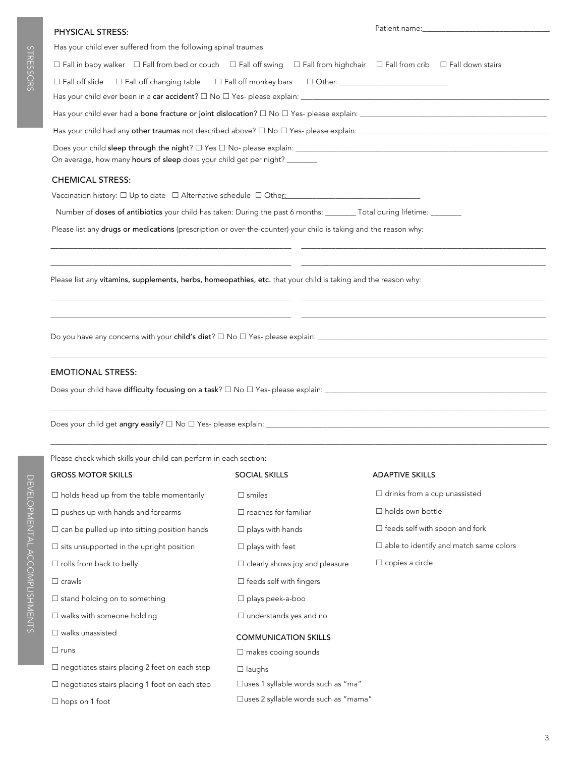Patient name:_______________________________

STRESSORS

## PHYSICAL STRESS:

Has your child ever suffered from the following spinal traumas

☐ Fall in baby walker ☐ Fall from bed or couch ☐ Fall off swing ☐ Fall from highchair ☐ Fall from crib ☐ Fall down stairs

☐ Fall off slide ☐ Fall off changing table ☐ Fall off monkey bars ☐ Other: ___________________________

Has your child ever been in a **car accident**? ☐ No ☐ Yes- please explain: ___________________________

Has your child ever had a **bone fracture or joint dislocation**? ☐ No ☐ Yes- please explain: ___________________________

Has your child had any **other traumas** not described above? ☐ No ☐ Yes- please explain: ___________________________

Does your child **sleep through the night**? ☐ Yes ☐ No- please explain: ___________________________

On average, how many **hours of sleep** does your child get per night? ________

## CHEMICAL STRESS:

Vaccination history: ☐ Up to date ☐ Alternative schedule ☐ Other:___________________________

Number of **doses of antibiotics** your child has taken: During the past 6 months: ________ Total during lifetime: ________

Please list any **drugs or medications** (prescription or over-the-counter) your child is taking and the reason why:

_______________________________ _______________________________

_______________________________ _______________________________

Please list any **vitamins, supplements, herbs, homeopathies, etc.** that your child is taking and the reason why:

_______________________________ _______________________________

_______________________________ _______________________________

Do you have any concerns with your **child's diet**? ☐ No ☐ Yes- please explain: ___________________________

_______________________________________________________________

## EMOTIONAL STRESS:

Does your child have **difficulty focusing on a task**? ☐ No ☐ Yes- please explain: ___________________________

_______________________________________________________________

Does your child get **angry easily**? ☐ No ☐ Yes- please explain: ___________________________

_______________________________________________________________

DEVELOPMENTAL ACCOMPLISHMENTS

Please check which skills your child can perform in each section:

### GROSS MOTOR SKILLS

☐ holds head up from the table momentarily

☐ pushes up with hands and forearms

☐ can be pulled up into sitting position hands

☐ sits unsupported in the upright position

☐ rolls from back to belly

☐ crawls

☐ stand holding on to something

☐ walks with someone holding

☐ walks unassisted

☐ runs

☐ negotiates stairs placing 2 feet on each step

☐ negotiates stairs placing 1 foot on each step

☐ hops on 1 foot

### SOCIAL SKILLS

☐ smiles

☐ reaches for familiar

☐ plays with hands

☐ plays with feet

☐ clearly shows joy and pleasure

☐ feeds self with fingers

☐ plays peek-a-boo

☐ understands yes and no

### COMMUNICATION SKILLS

☐ makes cooing sounds

☐ laughs

☐ uses 1 syllable words such as "ma"

☐ uses 2 syllable words such as "mama"

### ADAPTIVE SKILLS

☐ drinks from a cup unassisted

☐ holds own bottle

☐ feeds self with spoon and fork

☐ able to identify and match same colors

☐ copies a circle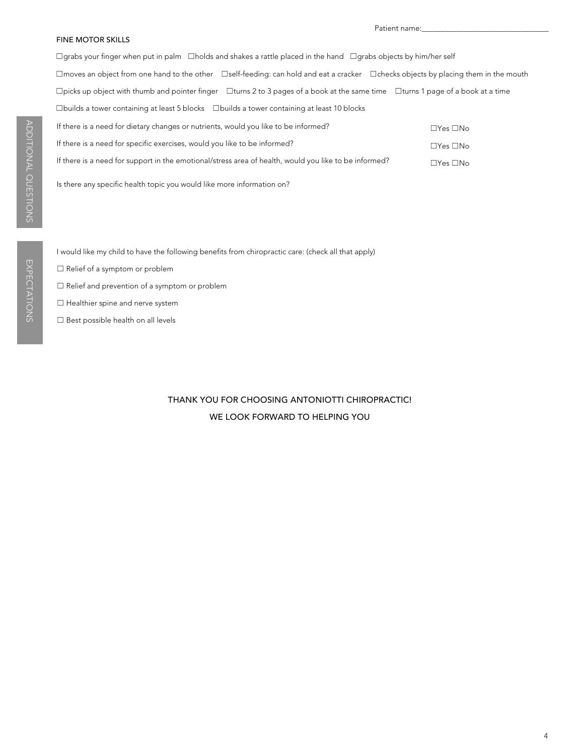Patient name:________________________________

FINE MOTOR SKILLS

☐grabs your finger when put in palm ☐holds and shakes a rattle placed in the hand ☐grabs objects by him/her self

☐moves an object from one hand to the other ☐self-feeding: can hold and eat a cracker ☐checks objects by placing them in the mouth

☐picks up object with thumb and pointer finger ☐turns 2 to 3 pages of a book at the same time ☐turns 1 page of a book at a time

☐builds a tower containing at least 5 blocks ☐builds a tower containing at least 10 blocks

## ADDITIONAL QUESTIONS

If there is a need for dietary changes or nutrients, would you like to be informed? ☐Yes ☐No

If there is a need for specific exercises, would you like to be informed? ☐Yes ☐No

If there is a need for support in the emotional/stress area of health, would you like to be informed? ☐Yes ☐No

Is there any specific health topic you would like more information on?

## EXPECTATIONS

I would like my child to have the following benefits from chiropractic care: (check all that apply)

☐ Relief of a symptom or problem

☐ Relief and prevention of a symptom or problem

☐ Healthier spine and nerve system

☐ Best possible health on all levels

THANK YOU FOR CHOOSING ANTONIOTTI CHIROPRACTIC!

WE LOOK FORWARD TO HELPING YOU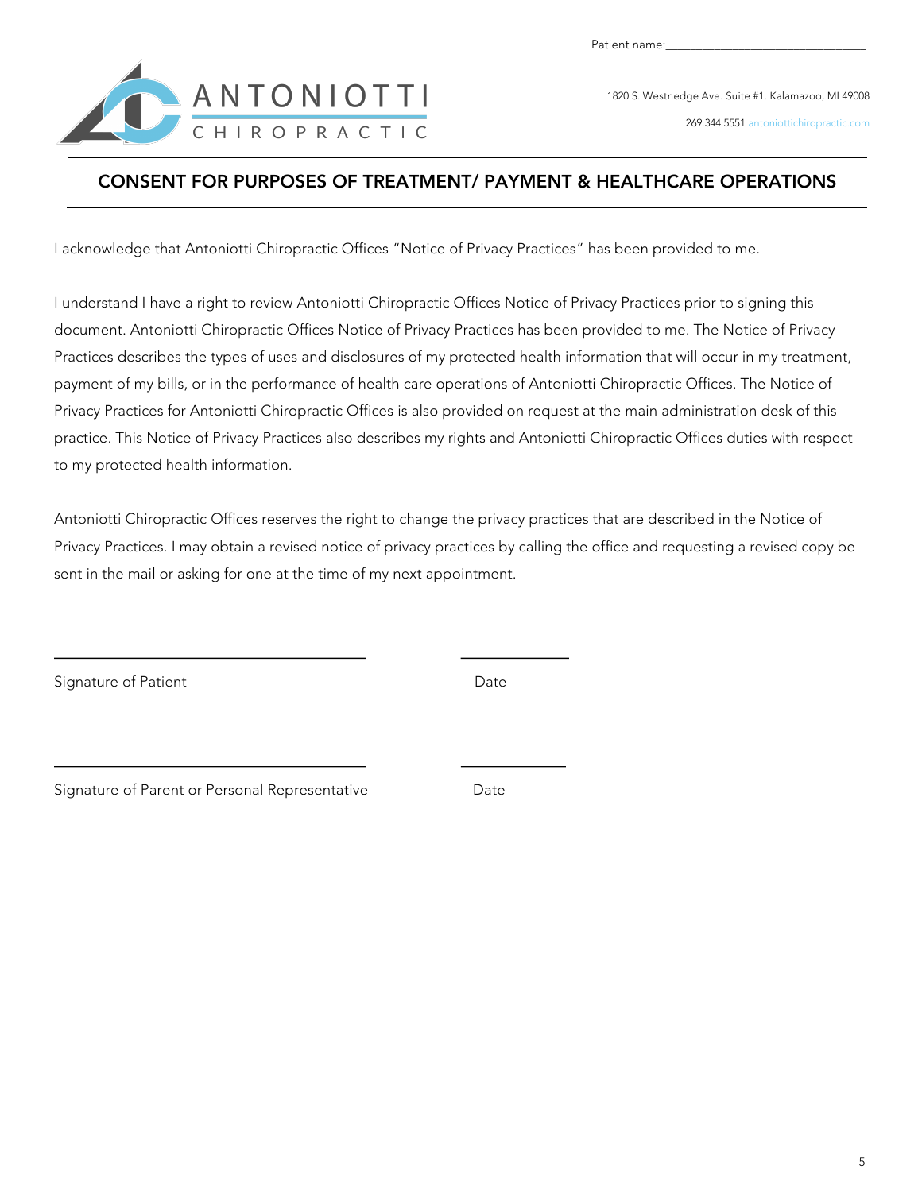Patient name:_______________________________

ANTONIOTTI CHIROPRACTIC

1820 S. Westnedge Ave. Suite #1. Kalamazoo, MI 49008

269.344.5551 antoniottichiropractic.com

## CONSENT FOR PURPOSES OF TREATMENT/ PAYMENT & HEALTHCARE OPERATIONS

I acknowledge that Antoniotti Chiropractic Offices "Notice of Privacy Practices" has been provided to me.

I understand I have a right to review Antoniotti Chiropractic Offices Notice of Privacy Practices prior to signing this document. Antoniotti Chiropractic Offices Notice of Privacy Practices has been provided to me. The Notice of Privacy Practices describes the types of uses and disclosures of my protected health information that will occur in my treatment, payment of my bills, or in the performance of health care operations of Antoniotti Chiropractic Offices. The Notice of Privacy Practices for Antoniotti Chiropractic Offices is also provided on request at the main administration desk of this practice. This Notice of Privacy Practices also describes my rights and Antoniotti Chiropractic Offices duties with respect to my protected health information.

Antoniotti Chiropractic Offices reserves the right to change the privacy practices that are described in the Notice of Privacy Practices. I may obtain a revised notice of privacy practices by calling the office and requesting a revised copy be sent in the mail or asking for one at the time of my next appointment.

_______________________________ _____________

Signature of Patient Date

_______________________________ _____________

Signature of Parent or Personal Representative Date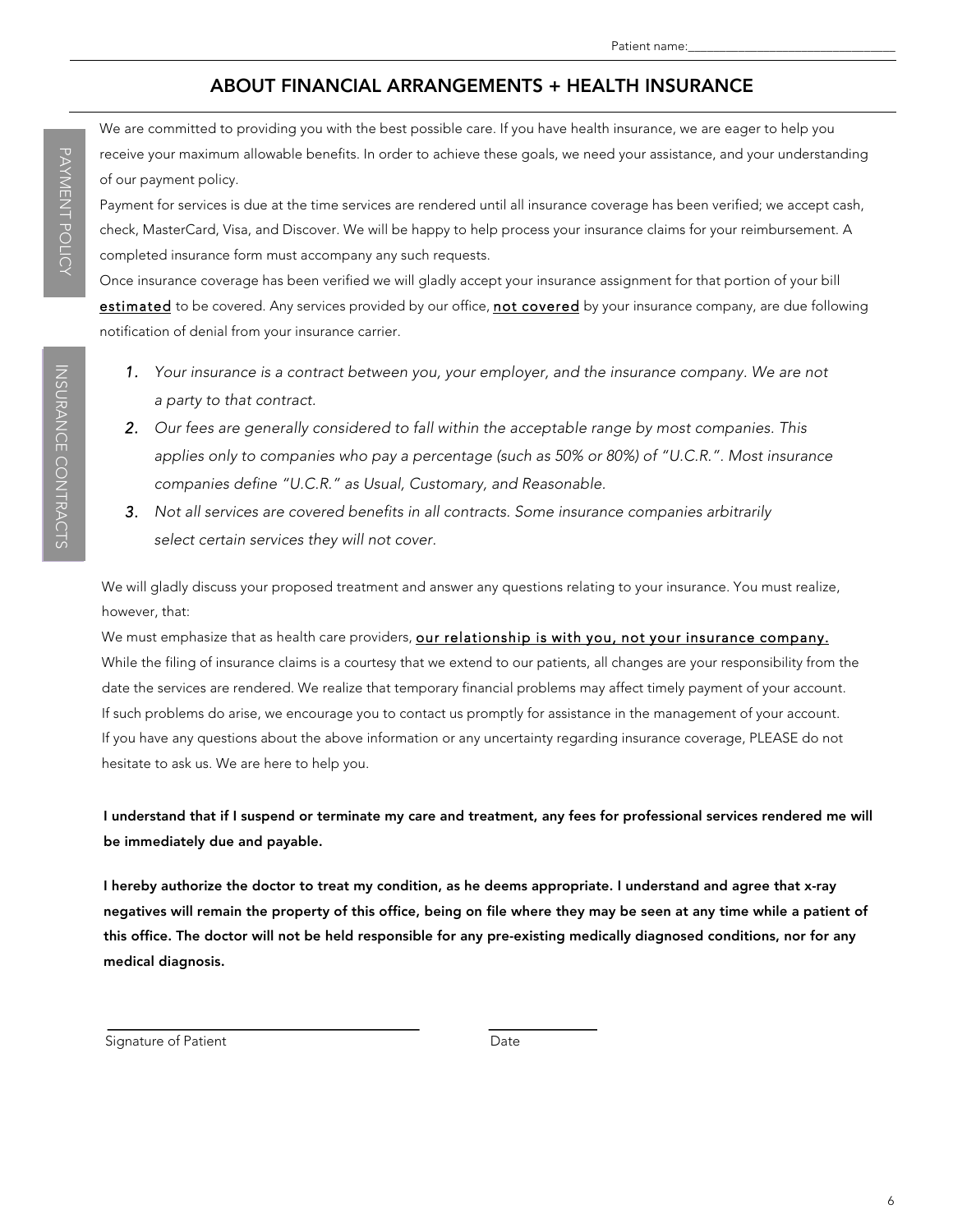Patient name:_______________________________

# ABOUT FINANCIAL ARRANGEMENTS + HEALTH INSURANCE

PAYMENT POLICY

We are committed to providing you with the best possible care. If you have health insurance, we are eager to help you receive your maximum allowable benefits. In order to achieve these goals, we need your assistance, and your understanding of our payment policy.

Payment for services is due at the time services are rendered until all insurance coverage has been verified; we accept cash, check, MasterCard, Visa, and Discover. We will be happy to help process your insurance claims for your reimbursement. A completed insurance form must accompany any such requests.

Once insurance coverage has been verified we will gladly accept your insurance assignment for that portion of your bill <u>estimated</u> to be covered. Any services provided by our office, <u>not covered</u> by your insurance company, are due following notification of denial from your insurance carrier.

INSURANCE CONTRACTS

1. *Your insurance is a contract between you, your employer, and the insurance company. We are not a party to that contract.*
2. *Our fees are generally considered to fall within the acceptable range by most companies. This applies only to companies who pay a percentage (such as 50% or 80%) of "U.C.R.". Most insurance companies define "U.C.R." as Usual, Customary, and Reasonable.*
3. *Not all services are covered benefits in all contracts. Some insurance companies arbitrarily select certain services they will not cover.*

We will gladly discuss your proposed treatment and answer any questions relating to your insurance. You must realize, however, that:

We must emphasize that as health care providers, <u>our relationship is with you, not your insurance company.</u>

While the filing of insurance claims is a courtesy that we extend to our patients, all changes are your responsibility from the date the services are rendered. We realize that temporary financial problems may affect timely payment of your account. If such problems do arise, we encourage you to contact us promptly for assistance in the management of your account. If you have any questions about the above information or any uncertainty regarding insurance coverage, PLEASE do not hesitate to ask us. We are here to help you.

**I understand that if I suspend or terminate my care and treatment, any fees for professional services rendered me will be immediately due and payable.**

**I hereby authorize the doctor to treat my condition, as he deems appropriate. I understand and agree that x-ray negatives will remain the property of this office, being on file where they may be seen at any time while a patient of this office. The doctor will not be held responsible for any pre-existing medically diagnosed conditions, nor for any medical diagnosis.**

_______________________________ Signature of Patient

_____________ Date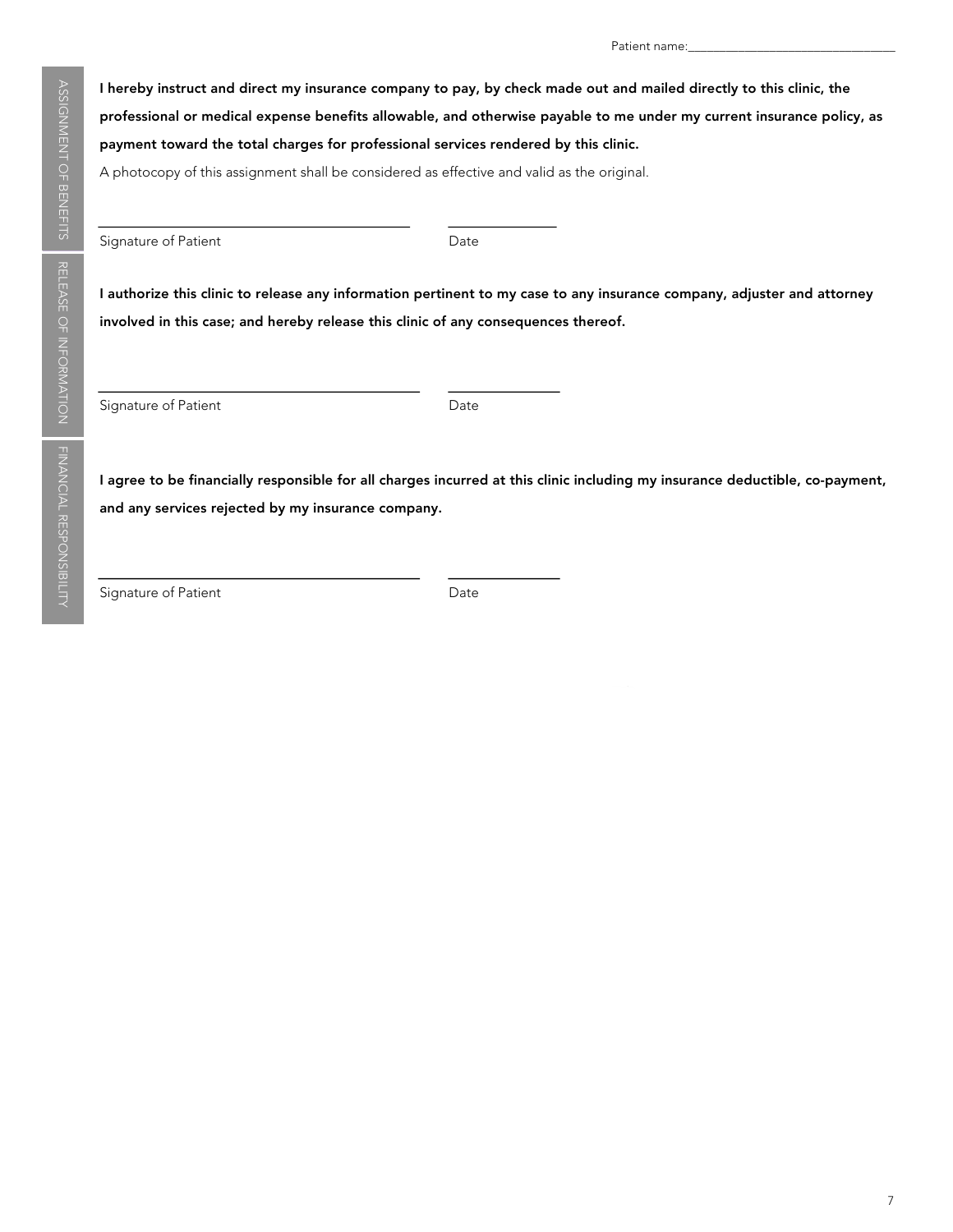Patient name:________________________________

## ASSIGNMENT OF BENEFITS

**I hereby instruct and direct my insurance company to pay, by check made out and mailed directly to this clinic, the professional or medical expense benefits allowable, and otherwise payable to me under my current insurance policy, as payment toward the total charges for professional services rendered by this clinic.**

A photocopy of this assignment shall be considered as effective and valid as the original.

_________________________________________ _______________

Signature of Patient Date

## RELEASE OF INFORMATION

**I authorize this clinic to release any information pertinent to my case to any insurance company, adjuster and attorney involved in this case; and hereby release this clinic of any consequences thereof.**

_________________________________________ _______________

Signature of Patient Date

## FINANCIAL RESPONSIBILITY

**I agree to be financially responsible for all charges incurred at this clinic including my insurance deductible, co-payment, and any services rejected by my insurance company.**

_________________________________________ _______________

Signature of Patient Date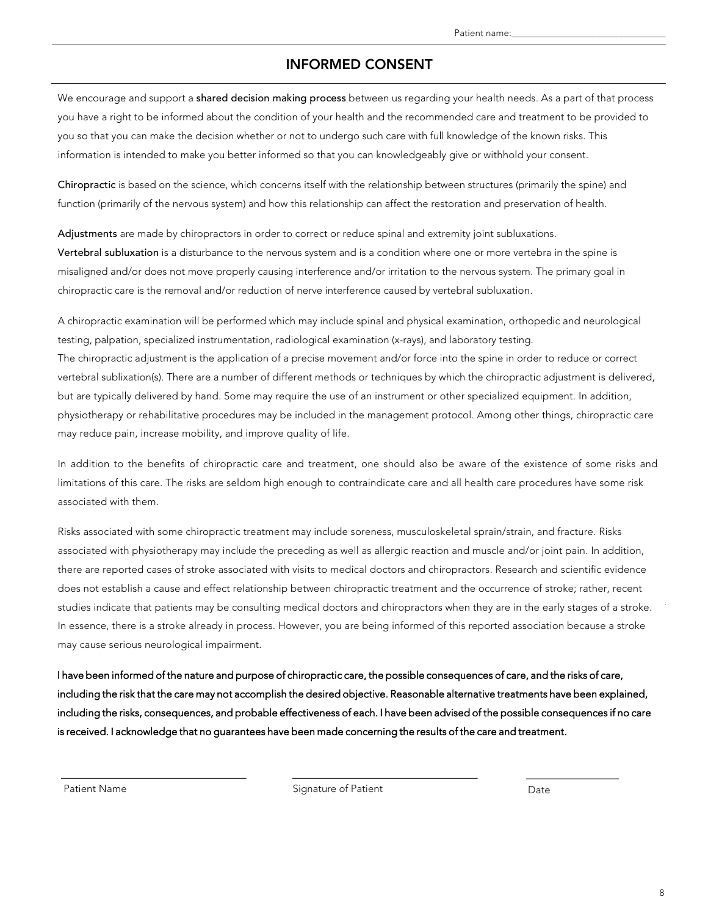Patient name:________________________________

# INFORMED CONSENT

We encourage and support a **shared decision making process** between us regarding your health needs. As a part of that process you have a right to be informed about the condition of your health and the recommended care and treatment to be provided to you so that you can make the decision whether or not to undergo such care with full knowledge of the known risks. This information is intended to make you better informed so that you can knowledgeably give or withhold your consent.

**Chiropractic** is based on the science, which concerns itself with the relationship between structures (primarily the spine) and function (primarily of the nervous system) and how this relationship can affect the restoration and preservation of health.

**Adjustments** are made by chiropractors in order to correct or reduce spinal and extremity joint subluxations.
**Vertebral subluxation** is a disturbance to the nervous system and is a condition where one or more vertebra in the spine is misaligned and/or does not move properly causing interference and/or irritation to the nervous system. The primary goal in chiropractic care is the removal and/or reduction of nerve interference caused by vertebral subluxation.

A chiropractic examination will be performed which may include spinal and physical examination, orthopedic and neurological testing, palpation, specialized instrumentation, radiological examination (x-rays), and laboratory testing.
The chiropractic adjustment is the application of a precise movement and/or force into the spine in order to reduce or correct vertebral sublixation(s). There are a number of different methods or techniques by which the chiropractic adjustment is delivered, but are typically delivered by hand. Some may require the use of an instrument or other specialized equipment. In addition, physiotherapy or rehabilitative procedures may be included in the management protocol. Among other things, chiropractic care may reduce pain, increase mobility, and improve quality of life.

In addition to the benefits of chiropractic care and treatment, one should also be aware of the existence of some risks and limitations of this care. The risks are seldom high enough to contraindicate care and all health care procedures have some risk associated with them.

Risks associated with some chiropractic treatment may include soreness, musculoskeletal sprain/strain, and fracture. Risks associated with physiotherapy may include the preceding as well as allergic reaction and muscle and/or joint pain. In addition, there are reported cases of stroke associated with visits to medical doctors and chiropractors. Research and scientific evidence does not establish a cause and effect relationship between chiropractic treatment and the occurrence of stroke; rather, recent studies indicate that patients may be consulting medical doctors and chiropractors when they are in the early stages of a stroke. In essence, there is a stroke already in process. However, you are being informed of this reported association because a stroke may cause serious neurological impairment.

**I have been informed of the nature and purpose of chiropractic care, the possible consequences of care, and the risks of care, including the risk that the care may not accomplish the desired objective. Reasonable alternative treatments have been explained, including the risks, consequences, and probable effectiveness of each. I have been advised of the possible consequences if no care is received. I acknowledge that no guarantees have been made concerning the results of the care and treatment.**

________________________________ ________________________________ ________________

Patient Name Signature of Patient Date